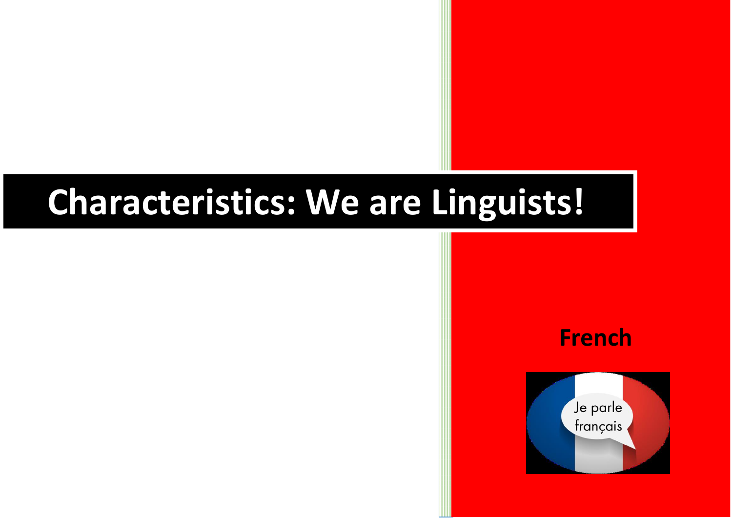# Characteristics: We are Linguists!

**French**

Je parle français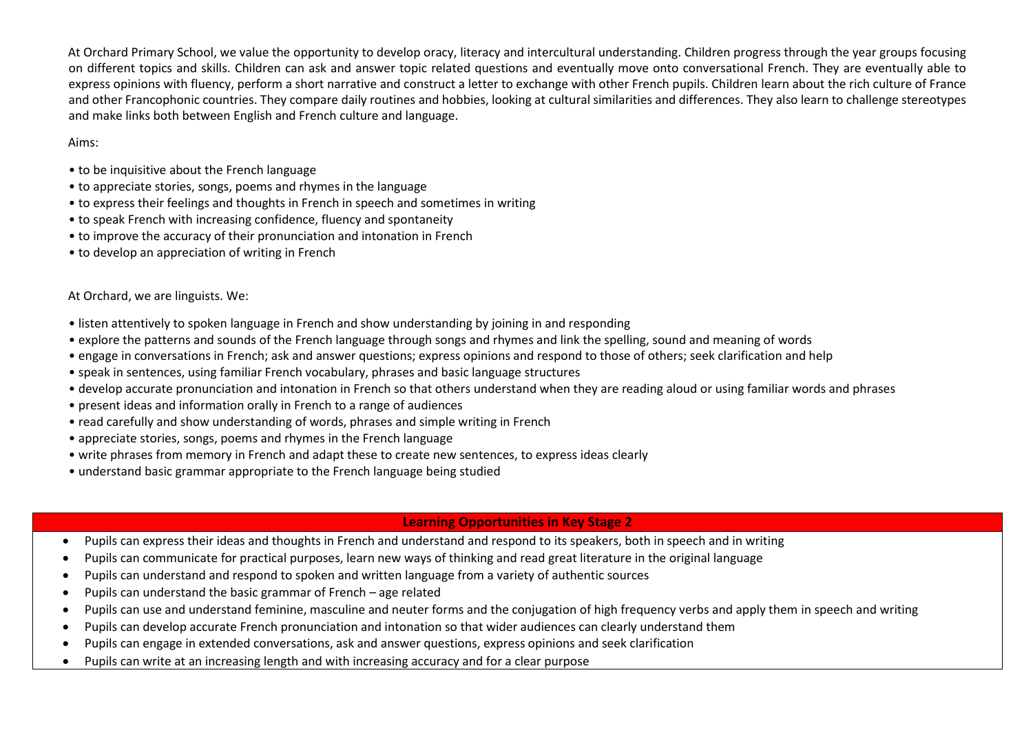At Orchard Primary School, we value the opportunity to develop oracy, literacy and intercultural understanding. Children progress through the year groups focusing on different topics and skills. Children can ask and answer topic related questions and eventually move onto conversational French. They are eventually able to express opinions with fluency, perform a short narrative and construct a letter to exchange with other French pupils. Children learn about the rich culture of France and other Francophonic countries. They compare daily routines and hobbies, looking at cultural similarities and differences. They also learn to challenge stereotypes and make links both between English and French culture and language.

Aims:

- to be inquisitive about the French language
- to appreciate stories, songs, poems and rhymes in the language
- to express their feelings and thoughts in French in speech and sometimes in writing
- to speak French with increasing confidence, fluency and spontaneity
- to improve the accuracy of their pronunciation and intonation in French
- to develop an appreciation of writing in French

At Orchard, we are linguists. We:

- listen attentively to spoken language in French and show understanding by joining in and responding
- explore the patterns and sounds of the French language through songs and rhymes and link the spelling, sound and meaning of words
- engage in conversations in French; ask and answer questions; express opinions and respond to those of others; seek clarification and help
- speak in sentences, using familiar French vocabulary, phrases and basic language structures
- develop accurate pronunciation and intonation in French so that others understand when they are reading aloud or using familiar words and phrases
- present ideas and information orally in French to a range of audiences
- read carefully and show understanding of words, phrases and simple writing in French
- appreciate stories, songs, poems and rhymes in the French language
- write phrases from memory in French and adapt these to create new sentences, to express ideas clearly
- understand basic grammar appropriate to the French language being studied

| **Learning Opportunities in Key Stage 2** |
| --- |
| • Pupils can express their ideas and thoughts in French and understand and respond to its speakers, both in speech and in writing<br>• Pupils can communicate for practical purposes, learn new ways of thinking and read great literature in the original language<br>• Pupils can understand and respond to spoken and written language from a variety of authentic sources<br>• Pupils can understand the basic grammar of French – age related<br>• Pupils can use and understand feminine, masculine and neuter forms and the conjugation of high frequency verbs and apply them in speech and writing<br>• Pupils can develop accurate French pronunciation and intonation so that wider audiences can clearly understand them<br>• Pupils can engage in extended conversations, ask and answer questions, express opinions and seek clarification<br>• Pupils can write at an increasing length and with increasing accuracy and for a clear purpose |